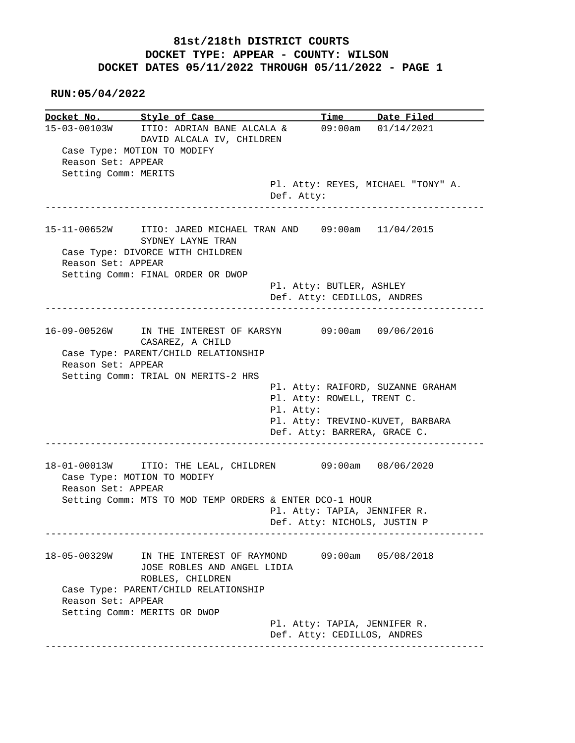**81st/218th DISTRICT COURTS**
**DOCKET TYPE: APPEAR - COUNTY: WILSON**
**DOCKET DATES 05/11/2022 THROUGH 05/11/2022 - PAGE 1**

**RUN:05/04/2022**

| Docket No. | Style of Case | Time | Date Filed |
|---|---|---|---|

**15-03-00103W** — ITIO: ADRIAN BANE ALCALA & DAVID ALCALA IV, CHILDREN — 09:00am — 01/14/2021

Case Type: MOTION TO MODIFY
Reason Set: APPEAR
Setting Comm: MERITS
Pl. Atty: REYES, MICHAEL "TONY" A.
Def. Atty:

---

**15-11-00652W** — ITIO: JARED MICHAEL TRAN AND SYDNEY LAYNE TRAN — 09:00am — 11/04/2015

Case Type: DIVORCE WITH CHILDREN
Reason Set: APPEAR
Setting Comm: FINAL ORDER OR DWOP
Pl. Atty: BUTLER, ASHLEY
Def. Atty: CEDILLOS, ANDRES

---

**16-09-00526W** — IN THE INTEREST OF KARSYN CASAREZ, A CHILD — 09:00am — 09/06/2016

Case Type: PARENT/CHILD RELATIONSHIP
Reason Set: APPEAR
Setting Comm: TRIAL ON MERITS-2 HRS
Pl. Atty: RAIFORD, SUZANNE GRAHAM
Pl. Atty: ROWELL, TRENT C.
Pl. Atty:
Pl. Atty: TREVINO-KUVET, BARBARA
Def. Atty: BARRERA, GRACE C.

---

**18-01-00013W** — ITIO: THE LEAL, CHILDREN — 09:00am — 08/06/2020

Case Type: MOTION TO MODIFY
Reason Set: APPEAR
Setting Comm: MTS TO MOD TEMP ORDERS & ENTER DCO-1 HOUR
Pl. Atty: TAPIA, JENNIFER R.
Def. Atty: NICHOLS, JUSTIN P

---

**18-05-00329W** — IN THE INTEREST OF RAYMOND JOSE ROBLES AND ANGEL LIDIA ROBLES, CHILDREN — 09:00am — 05/08/2018

Case Type: PARENT/CHILD RELATIONSHIP
Reason Set: APPEAR
Setting Comm: MERITS OR DWOP
Pl. Atty: TAPIA, JENNIFER R.
Def. Atty: CEDILLOS, ANDRES

---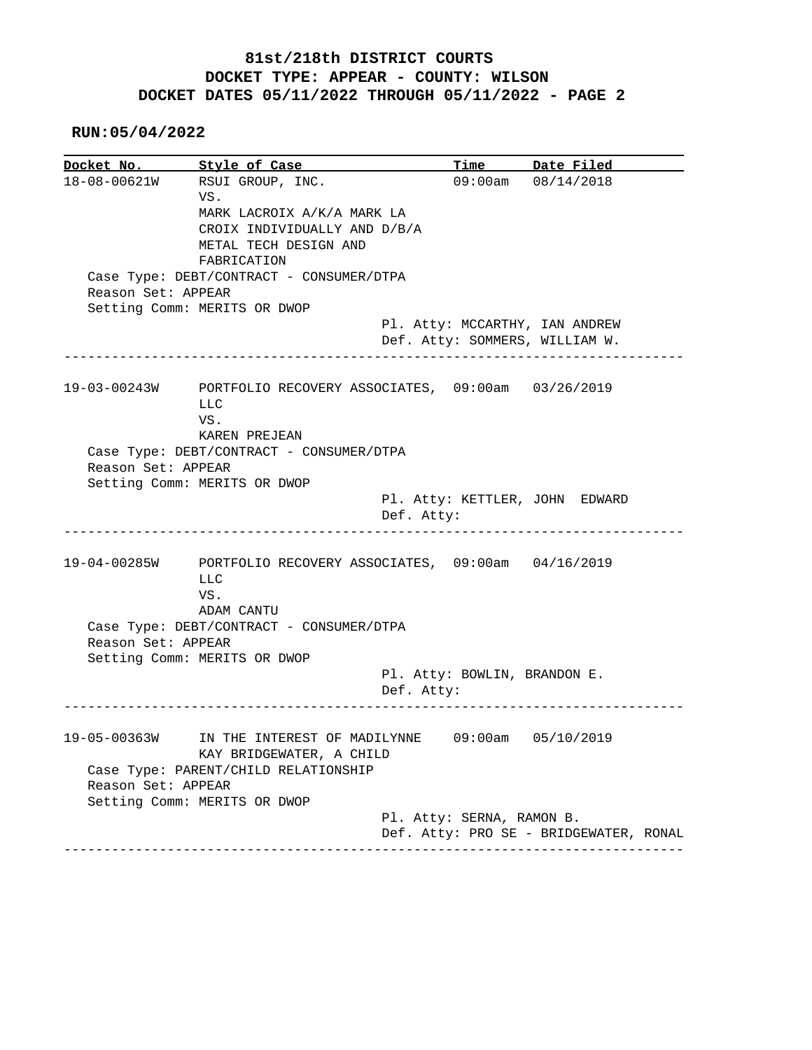**81st/218th DISTRICT COURTS**
**DOCKET TYPE: APPEAR - COUNTY: WILSON**
**DOCKET DATES 05/11/2022 THROUGH 05/11/2022 - PAGE 2**

**RUN:05/04/2022**

| Docket No. | Style of Case | Time | Date Filed |
|---|---|---|---|
| 18-08-00621W | RSUI GROUP, INC. VS. MARK LACROIX A/K/A MARK LA CROIX INDIVIDUALLY AND D/B/A METAL TECH DESIGN AND FABRICATION | 09:00am | 08/14/2018 |

Case Type: DEBT/CONTRACT - CONSUMER/DTPA
Reason Set: APPEAR
Setting Comm: MERITS OR DWOP

Pl. Atty: MCCARTHY, IAN ANDREW
Def. Atty: SOMMERS, WILLIAM W.

---

| Docket No. | Style of Case | Time | Date Filed |
|---|---|---|---|
| 19-03-00243W | PORTFOLIO RECOVERY ASSOCIATES, LLC VS. KAREN PREJEAN | 09:00am | 03/26/2019 |

Case Type: DEBT/CONTRACT - CONSUMER/DTPA
Reason Set: APPEAR
Setting Comm: MERITS OR DWOP

Pl. Atty: KETTLER, JOHN EDWARD
Def. Atty:

---

| Docket No. | Style of Case | Time | Date Filed |
|---|---|---|---|
| 19-04-00285W | PORTFOLIO RECOVERY ASSOCIATES, LLC VS. ADAM CANTU | 09:00am | 04/16/2019 |

Case Type: DEBT/CONTRACT - CONSUMER/DTPA
Reason Set: APPEAR
Setting Comm: MERITS OR DWOP

Pl. Atty: BOWLIN, BRANDON E.
Def. Atty:

---

| Docket No. | Style of Case | Time | Date Filed |
|---|---|---|---|
| 19-05-00363W | IN THE INTEREST OF MADILYNNE KAY BRIDGEWATER, A CHILD | 09:00am | 05/10/2019 |

Case Type: PARENT/CHILD RELATIONSHIP
Reason Set: APPEAR
Setting Comm: MERITS OR DWOP

Pl. Atty: SERNA, RAMON B.
Def. Atty: PRO SE - BRIDGEWATER, RONAL

---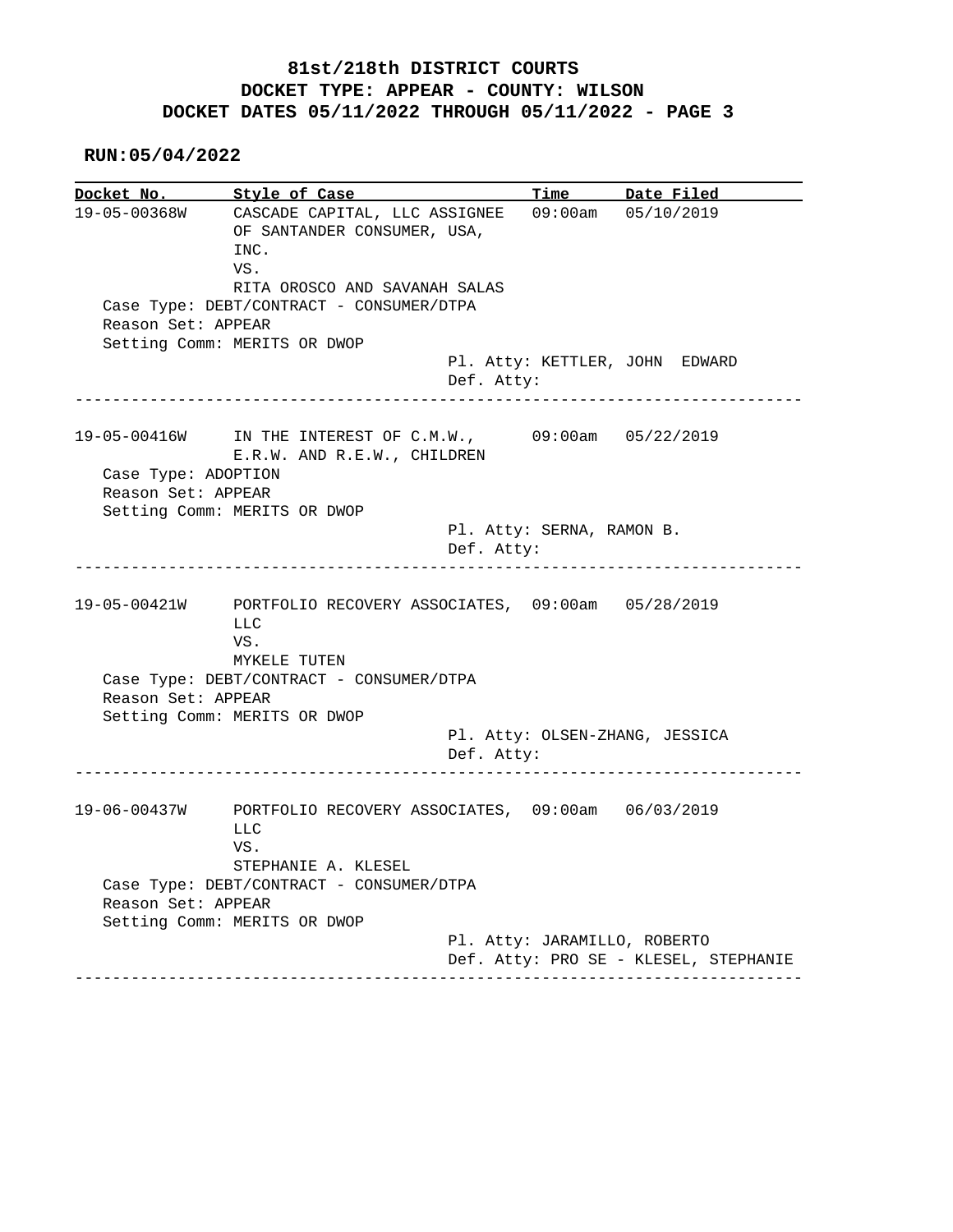**81st/218th DISTRICT COURTS**
**DOCKET TYPE: APPEAR - COUNTY: WILSON**
**DOCKET DATES 05/11/2022 THROUGH 05/11/2022 - PAGE 3**

**RUN:05/04/2022**

| Docket No. | Style of Case | Time | Date Filed |
|---|---|---|---|

**19-05-00368W** — CASCADE CAPITAL, LLC ASSIGNEE OF SANTANDER CONSUMER, USA, INC. VS. RITA OROSCO AND SAVANAH SALAS — 09:00am — 05/10/2019

Case Type: DEBT/CONTRACT - CONSUMER/DTPA
Reason Set: APPEAR
Setting Comm: MERITS OR DWOP
Pl. Atty: KETTLER, JOHN EDWARD
Def. Atty:

---

**19-05-00416W** — IN THE INTEREST OF C.M.W., E.R.W. AND R.E.W., CHILDREN — 09:00am — 05/22/2019

Case Type: ADOPTION
Reason Set: APPEAR
Setting Comm: MERITS OR DWOP
Pl. Atty: SERNA, RAMON B.
Def. Atty:

---

**19-05-00421W** — PORTFOLIO RECOVERY ASSOCIATES, LLC VS. MYKELE TUTEN — 09:00am — 05/28/2019

Case Type: DEBT/CONTRACT - CONSUMER/DTPA
Reason Set: APPEAR
Setting Comm: MERITS OR DWOP
Pl. Atty: OLSEN-ZHANG, JESSICA
Def. Atty:

---

**19-06-00437W** — PORTFOLIO RECOVERY ASSOCIATES, LLC VS. STEPHANIE A. KLESEL — 09:00am — 06/03/2019

Case Type: DEBT/CONTRACT - CONSUMER/DTPA
Reason Set: APPEAR
Setting Comm: MERITS OR DWOP
Pl. Atty: JARAMILLO, ROBERTO
Def. Atty: PRO SE - KLESEL, STEPHANIE

---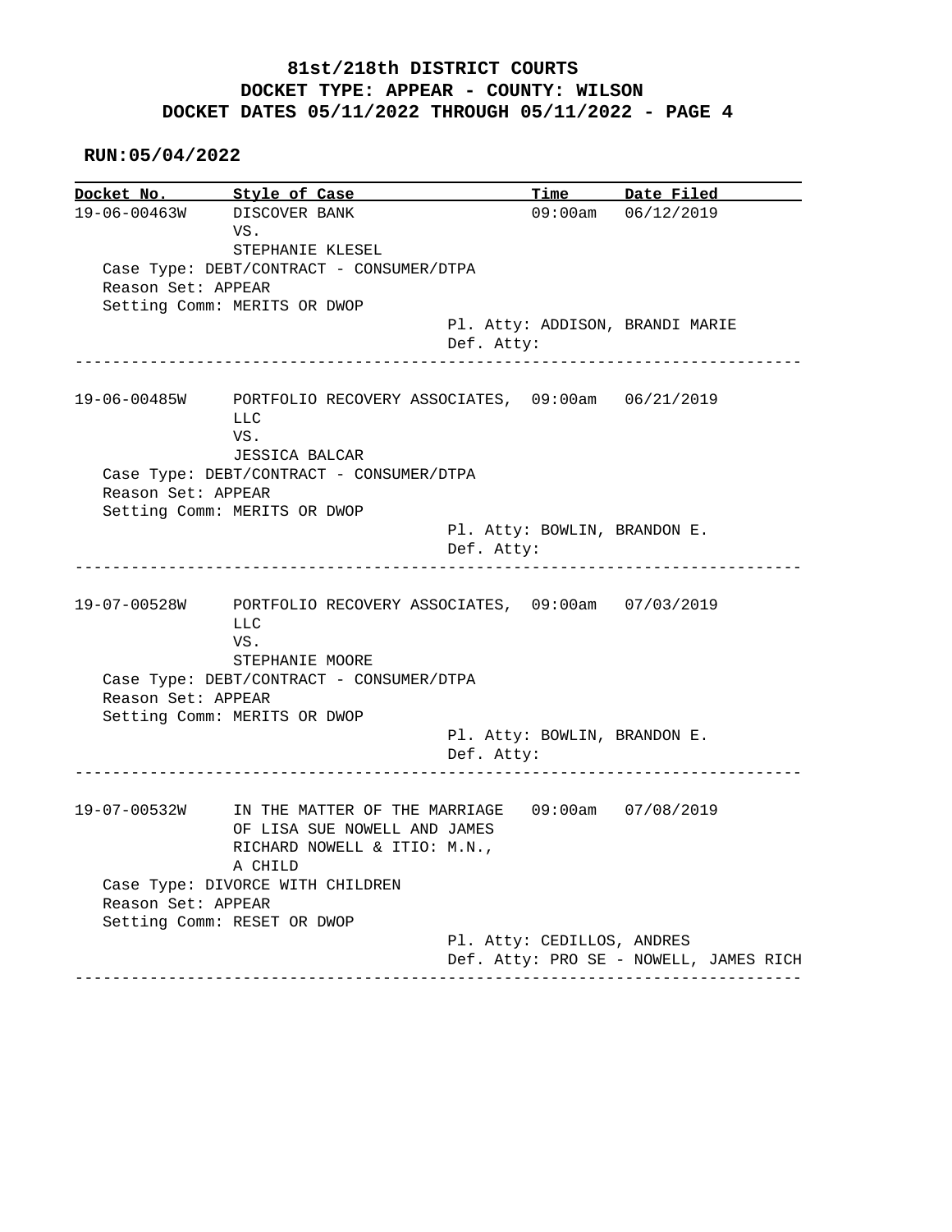**81st/218th DISTRICT COURTS**
**DOCKET TYPE: APPEAR - COUNTY: WILSON**
**DOCKET DATES 05/11/2022 THROUGH 05/11/2022 - PAGE 4**

**RUN:05/04/2022**

| Docket No. | Style of Case | Time | Date Filed |
|---|---|---|---|
| 19-06-00463W | DISCOVER BANK VS. STEPHANIE KLESEL | 09:00am | 06/12/2019 |

Case Type: DEBT/CONTRACT - CONSUMER/DTPA
Reason Set: APPEAR
Setting Comm: MERITS OR DWOP
Pl. Atty: ADDISON, BRANDI MARIE
Def. Atty:

---

| Docket No. | Style of Case | Time | Date Filed |
|---|---|---|---|
| 19-06-00485W | PORTFOLIO RECOVERY ASSOCIATES, LLC VS. JESSICA BALCAR | 09:00am | 06/21/2019 |

Case Type: DEBT/CONTRACT - CONSUMER/DTPA
Reason Set: APPEAR
Setting Comm: MERITS OR DWOP
Pl. Atty: BOWLIN, BRANDON E.
Def. Atty:

---

| Docket No. | Style of Case | Time | Date Filed |
|---|---|---|---|
| 19-07-00528W | PORTFOLIO RECOVERY ASSOCIATES, LLC VS. STEPHANIE MOORE | 09:00am | 07/03/2019 |

Case Type: DEBT/CONTRACT - CONSUMER/DTPA
Reason Set: APPEAR
Setting Comm: MERITS OR DWOP
Pl. Atty: BOWLIN, BRANDON E.
Def. Atty:

---

| Docket No. | Style of Case | Time | Date Filed |
|---|---|---|---|
| 19-07-00532W | IN THE MATTER OF THE MARRIAGE OF LISA SUE NOWELL AND JAMES RICHARD NOWELL & ITIO: M.N., A CHILD | 09:00am | 07/08/2019 |

Case Type: DIVORCE WITH CHILDREN
Reason Set: APPEAR
Setting Comm: RESET OR DWOP
Pl. Atty: CEDILLOS, ANDRES
Def. Atty: PRO SE - NOWELL, JAMES RICH

---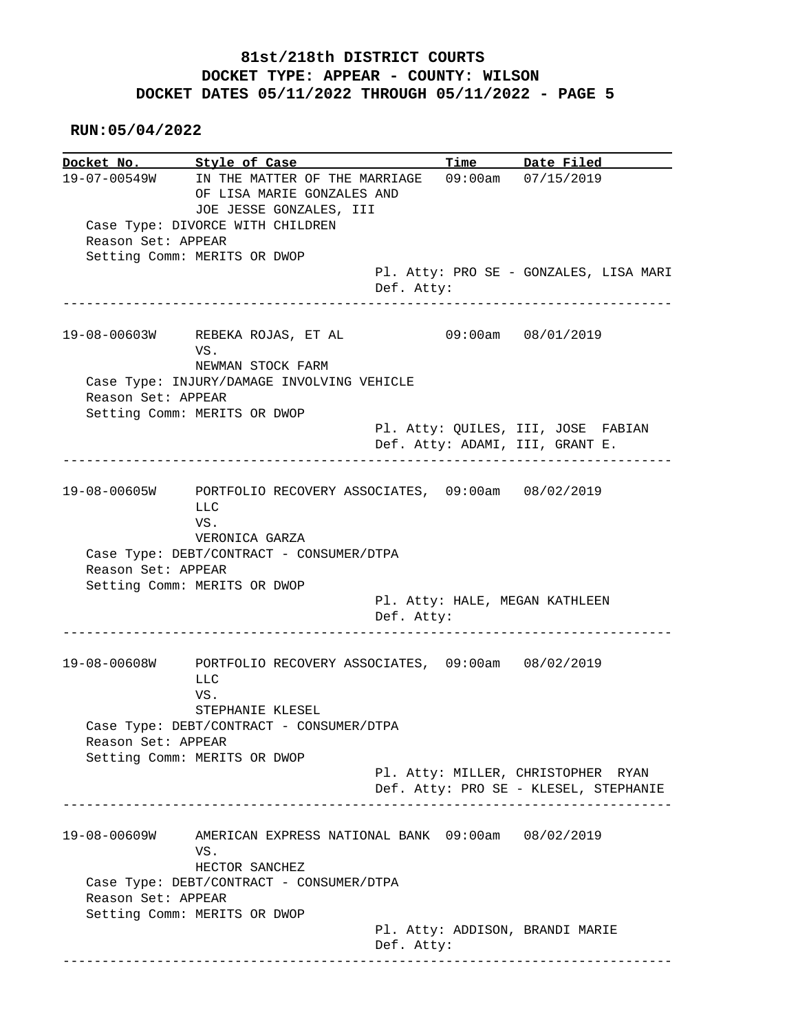**81st/218th DISTRICT COURTS**
**DOCKET TYPE: APPEAR - COUNTY: WILSON**
**DOCKET DATES 05/11/2022 THROUGH 05/11/2022 - PAGE 5**

**RUN:05/04/2022**

| Docket No. | Style of Case | Time | Date Filed |
|---|---|---|---|

---

**19-07-00549W** — IN THE MATTER OF THE MARRIAGE OF LISA MARIE GONZALES AND JOE JESSE GONZALES, III — 09:00am — 07/15/2019

Case Type: DIVORCE WITH CHILDREN
Reason Set: APPEAR
Setting Comm: MERITS OR DWOP
Pl. Atty: PRO SE - GONZALES, LISA MARI
Def. Atty:

---

**19-08-00603W** — REBEKA ROJAS, ET AL VS. NEWMAN STOCK FARM — 09:00am — 08/01/2019

Case Type: INJURY/DAMAGE INVOLVING VEHICLE
Reason Set: APPEAR
Setting Comm: MERITS OR DWOP
Pl. Atty: QUILES, III, JOSE FABIAN
Def. Atty: ADAMI, III, GRANT E.

---

**19-08-00605W** — PORTFOLIO RECOVERY ASSOCIATES, LLC VS. VERONICA GARZA — 09:00am — 08/02/2019

Case Type: DEBT/CONTRACT - CONSUMER/DTPA
Reason Set: APPEAR
Setting Comm: MERITS OR DWOP
Pl. Atty: HALE, MEGAN KATHLEEN
Def. Atty:

---

**19-08-00608W** — PORTFOLIO RECOVERY ASSOCIATES, LLC VS. STEPHANIE KLESEL — 09:00am — 08/02/2019

Case Type: DEBT/CONTRACT - CONSUMER/DTPA
Reason Set: APPEAR
Setting Comm: MERITS OR DWOP
Pl. Atty: MILLER, CHRISTOPHER RYAN
Def. Atty: PRO SE - KLESEL, STEPHANIE

---

**19-08-00609W** — AMERICAN EXPRESS NATIONAL BANK VS. HECTOR SANCHEZ — 09:00am — 08/02/2019

Case Type: DEBT/CONTRACT - CONSUMER/DTPA
Reason Set: APPEAR
Setting Comm: MERITS OR DWOP
Pl. Atty: ADDISON, BRANDI MARIE
Def. Atty:

---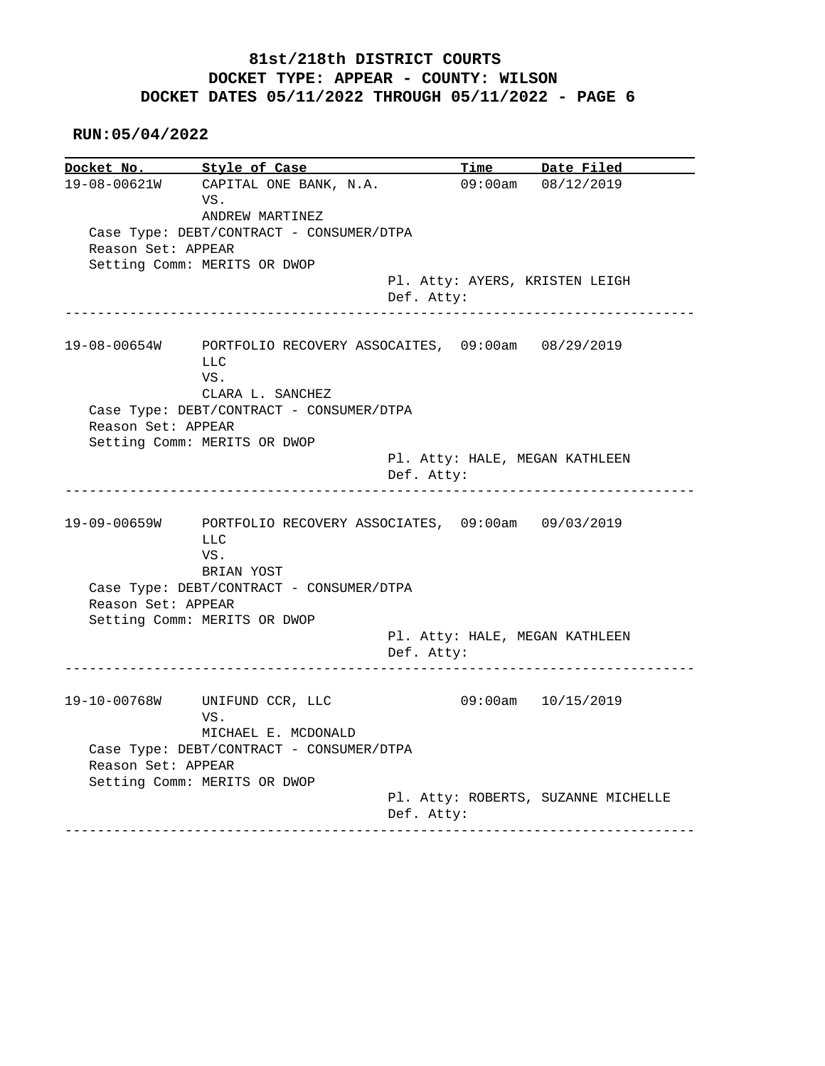**81st/218th DISTRICT COURTS**
**DOCKET TYPE: APPEAR - COUNTY: WILSON**
**DOCKET DATES 05/11/2022 THROUGH 05/11/2022 - PAGE 6**

**RUN:05/04/2022**

| Docket No. | Style of Case | Time | Date Filed |
|---|---|---|---|
| 19-08-00621W | CAPITAL ONE BANK, N.A. VS. ANDREW MARTINEZ | 09:00am | 08/12/2019 |

Case Type: DEBT/CONTRACT - CONSUMER/DTPA
Reason Set: APPEAR
Setting Comm: MERITS OR DWOP
Pl. Atty: AYERS, KRISTEN LEIGH
Def. Atty:

---

| Docket No. | Style of Case | Time | Date Filed |
|---|---|---|---|
| 19-08-00654W | PORTFOLIO RECOVERY ASSOCAITES, LLC VS. CLARA L. SANCHEZ | 09:00am | 08/29/2019 |

Case Type: DEBT/CONTRACT - CONSUMER/DTPA
Reason Set: APPEAR
Setting Comm: MERITS OR DWOP
Pl. Atty: HALE, MEGAN KATHLEEN
Def. Atty:

---

| Docket No. | Style of Case | Time | Date Filed |
|---|---|---|---|
| 19-09-00659W | PORTFOLIO RECOVERY ASSOCIATES, LLC VS. BRIAN YOST | 09:00am | 09/03/2019 |

Case Type: DEBT/CONTRACT - CONSUMER/DTPA
Reason Set: APPEAR
Setting Comm: MERITS OR DWOP
Pl. Atty: HALE, MEGAN KATHLEEN
Def. Atty:

---

| Docket No. | Style of Case | Time | Date Filed |
|---|---|---|---|
| 19-10-00768W | UNIFUND CCR, LLC VS. MICHAEL E. MCDONALD | 09:00am | 10/15/2019 |

Case Type: DEBT/CONTRACT - CONSUMER/DTPA
Reason Set: APPEAR
Setting Comm: MERITS OR DWOP
Pl. Atty: ROBERTS, SUZANNE MICHELLE
Def. Atty:

---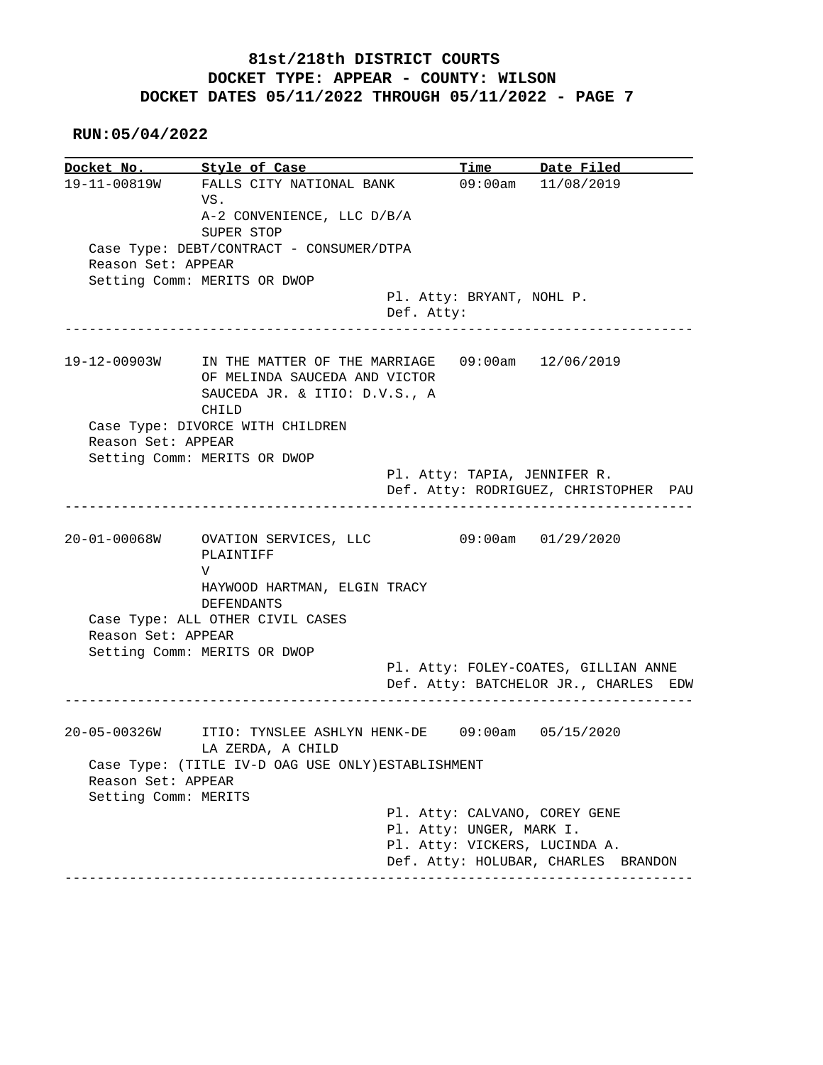# 81st/218th DISTRICT COURTS

## DOCKET TYPE: APPEAR - COUNTY: WILSON

## DOCKET DATES 05/11/2022 THROUGH 05/11/2022 - PAGE 7

**RUN:05/04/2022**

| Docket No. | Style of Case | Time | Date Filed |
|---|---|---|---|
| 19-11-00819W | FALLS CITY NATIONAL BANK VS. A-2 CONVENIENCE, LLC D/B/A SUPER STOP | 09:00am | 11/08/2019 |

Case Type: DEBT/CONTRACT - CONSUMER/DTPA
Reason Set: APPEAR
Setting Comm: MERITS OR DWOP
Pl. Atty: BRYANT, NOHL P.
Def. Atty:

---

| Docket No. | Style of Case | Time | Date Filed |
|---|---|---|---|
| 19-12-00903W | IN THE MATTER OF THE MARRIAGE OF MELINDA SAUCEDA AND VICTOR SAUCEDA JR. & ITIO: D.V.S., A CHILD | 09:00am | 12/06/2019 |

Case Type: DIVORCE WITH CHILDREN
Reason Set: APPEAR
Setting Comm: MERITS OR DWOP
Pl. Atty: TAPIA, JENNIFER R.
Def. Atty: RODRIGUEZ, CHRISTOPHER PAU

---

| Docket No. | Style of Case | Time | Date Filed |
|---|---|---|---|
| 20-01-00068W | OVATION SERVICES, LLC PLAINTIFF V HAYWOOD HARTMAN, ELGIN TRACY DEFENDANTS | 09:00am | 01/29/2020 |

Case Type: ALL OTHER CIVIL CASES
Reason Set: APPEAR
Setting Comm: MERITS OR DWOP
Pl. Atty: FOLEY-COATES, GILLIAN ANNE
Def. Atty: BATCHELOR JR., CHARLES EDW

---

| Docket No. | Style of Case | Time | Date Filed |
|---|---|---|---|
| 20-05-00326W | ITIO: TYNSLEE ASHLYN HENK-DE LA ZERDA, A CHILD | 09:00am | 05/15/2020 |

Case Type: (TITLE IV-D OAG USE ONLY)ESTABLISHMENT
Reason Set: APPEAR
Setting Comm: MERITS
Pl. Atty: CALVANO, COREY GENE
Pl. Atty: UNGER, MARK I.
Pl. Atty: VICKERS, LUCINDA A.
Def. Atty: HOLUBAR, CHARLES BRANDON

---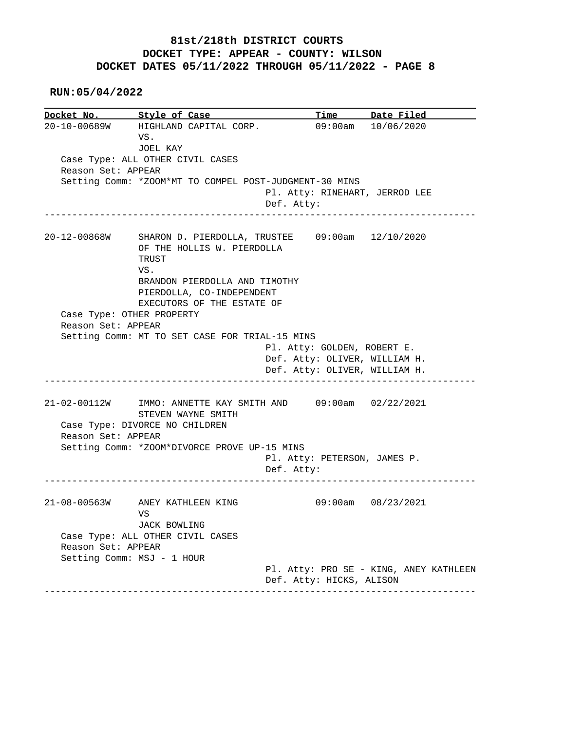# 81st/218th DISTRICT COURTS
## DOCKET TYPE: APPEAR - COUNTY: WILSON
## DOCKET DATES 05/11/2022 THROUGH 05/11/2022 - PAGE 8

**RUN:05/04/2022**

| Docket No. | Style of Case | Time | Date Filed |
|---|---|---|---|
| 20-10-00689W | HIGHLAND CAPITAL CORP. VS. JOEL KAY | 09:00am | 10/06/2020 |

Case Type: ALL OTHER CIVIL CASES
Reason Set: APPEAR
Setting Comm: *ZOOM*MT TO COMPEL POST-JUDGMENT-30 MINS
Pl. Atty: RINEHART, JERROD LEE
Def. Atty:

---

| Docket No. | Style of Case | Time | Date Filed |
|---|---|---|---|
| 20-12-00868W | SHARON D. PIERDOLLA, TRUSTEE OF THE HOLLIS W. PIERDOLLA TRUST VS. BRANDON PIERDOLLA AND TIMOTHY PIERDOLLA, CO-INDEPENDENT EXECUTORS OF THE ESTATE OF | 09:00am | 12/10/2020 |

Case Type: OTHER PROPERTY
Reason Set: APPEAR
Setting Comm: MT TO SET CASE FOR TRIAL-15 MINS
Pl. Atty: GOLDEN, ROBERT E.
Def. Atty: OLIVER, WILLIAM H.
Def. Atty: OLIVER, WILLIAM H.

---

| Docket No. | Style of Case | Time | Date Filed |
|---|---|---|---|
| 21-02-00112W | IMMO: ANNETTE KAY SMITH AND STEVEN WAYNE SMITH | 09:00am | 02/22/2021 |

Case Type: DIVORCE NO CHILDREN
Reason Set: APPEAR
Setting Comm: *ZOOM*DIVORCE PROVE UP-15 MINS
Pl. Atty: PETERSON, JAMES P.
Def. Atty:

---

| Docket No. | Style of Case | Time | Date Filed |
|---|---|---|---|
| 21-08-00563W | ANEY KATHLEEN KING VS JACK BOWLING | 09:00am | 08/23/2021 |

Case Type: ALL OTHER CIVIL CASES
Reason Set: APPEAR
Setting Comm: MSJ - 1 HOUR
Pl. Atty: PRO SE - KING, ANEY KATHLEEN
Def. Atty: HICKS, ALISON

---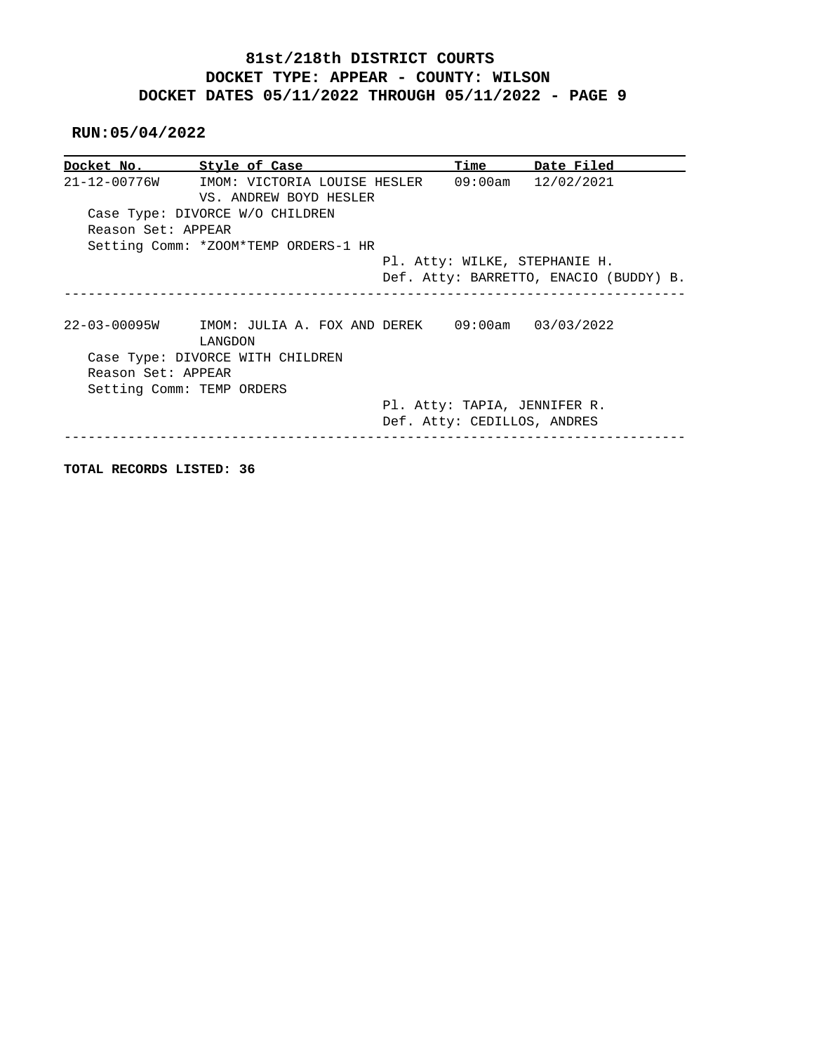**81st/218th DISTRICT COURTS**
**DOCKET TYPE: APPEAR - COUNTY: WILSON**
**DOCKET DATES 05/11/2022 THROUGH 05/11/2022 - PAGE 9**

**RUN:05/04/2022**

| Docket No. | Style of Case | Time | Date Filed |
|---|---|---|---|
| 21-12-00776W | IMOM: VICTORIA LOUISE HESLER VS. ANDREW BOYD HESLER | 09:00am | 12/02/2021 |

Case Type: DIVORCE W/O CHILDREN
Reason Set: APPEAR
Setting Comm: *ZOOM*TEMP ORDERS-1 HR
Pl. Atty: WILKE, STEPHANIE H.
Def. Atty: BARRETTO, ENACIO (BUDDY) B.

---

| Docket No. | Style of Case | Time | Date Filed |
|---|---|---|---|
| 22-03-00095W | IMOM: JULIA A. FOX AND DEREK LANGDON | 09:00am | 03/03/2022 |

Case Type: DIVORCE WITH CHILDREN
Reason Set: APPEAR
Setting Comm: TEMP ORDERS
Pl. Atty: TAPIA, JENNIFER R.
Def. Atty: CEDILLOS, ANDRES

---

**TOTAL RECORDS LISTED: 36**